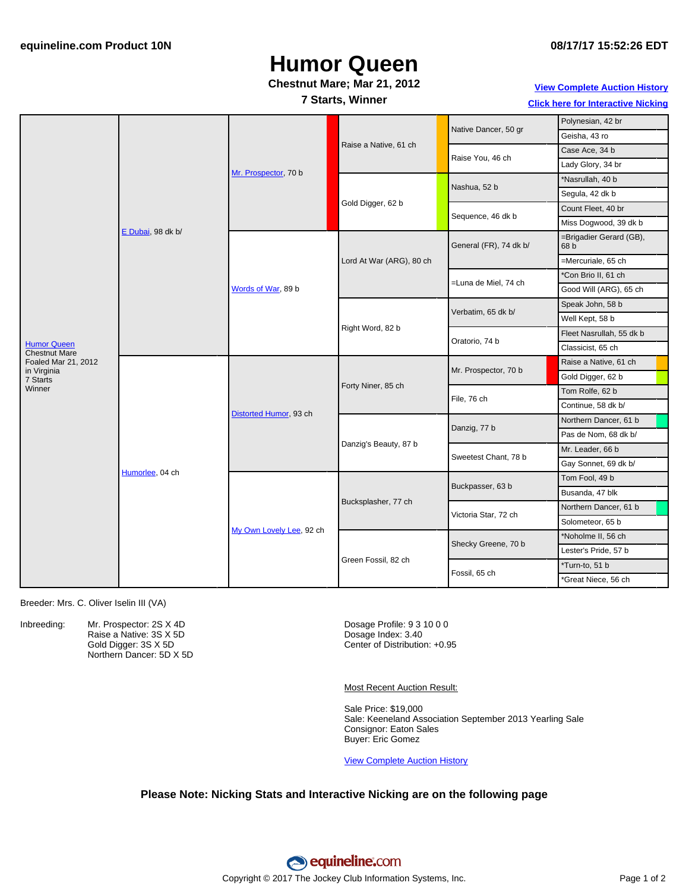equineline.com Product 10N

08/17/17 15:52:26 EDT

# Humor Queen

**Chestnut Mare; Mar 21, 2012**

**7 Starts, Winner**

[View Complete Auction History](#)

[Click here for Interactive Nicking](#)

| Horse | Parents | Grandparents | Great-Grandparents | 4th Generation | 5th Generation |
|---|---|---|---|---|---|
| Humor Queen, Chestnut Mare, Foaled Mar 21, 2012 in Virginia, 7 Starts, Winner | E Dubai, 98 dk b/ | Mr. Prospector, 70 b | Raise a Native, 61 ch | Native Dancer, 50 gr | Polynesian, 42 br |
| | | | | | Geisha, 43 ro |
| | | | | Raise You, 46 ch | Case Ace, 34 b |
| | | | | | Lady Glory, 34 br |
| | | | Gold Digger, 62 b | Nashua, 52 b | *Nasrullah, 40 b |
| | | | | | Segula, 42 dk b |
| | | | | Sequence, 46 dk b | Count Fleet, 40 br |
| | | | | | Miss Dogwood, 39 dk b |
| | | Words of War, 89 b | Lord At War (ARG), 80 ch | General (FR), 74 dk b/ | =Brigadier Gerard (GB), 68 b |
| | | | | | =Mercuriale, 65 ch |
| | | | | =Luna de Miel, 74 ch | *Con Brio II, 61 ch |
| | | | | | Good Will (ARG), 65 ch |
| | | | Right Word, 82 b | Verbatim, 65 dk b/ | Speak John, 58 b |
| | | | | | Well Kept, 58 b |
| | | | | Oratorio, 74 b | Fleet Nasrullah, 55 dk b |
| | | | | | Classicist, 65 ch |
| | Humorlee, 04 ch | Distorted Humor, 93 ch | Forty Niner, 85 ch | Mr. Prospector, 70 b | Raise a Native, 61 ch |
| | | | | | Gold Digger, 62 b |
| | | | | File, 76 ch | Tom Rolfe, 62 b |
| | | | | | Continue, 58 dk b/ |
| | | | Danzig's Beauty, 87 b | Danzig, 77 b | Northern Dancer, 61 b |
| | | | | | Pas de Nom, 68 dk b/ |
| | | | | Sweetest Chant, 78 b | Mr. Leader, 66 b |
| | | | | | Gay Sonnet, 69 dk b/ |
| | | My Own Lovely Lee, 92 ch | Bucksplasher, 77 ch | Buckpasser, 63 b | Tom Fool, 49 b |
| | | | | | Busanda, 47 blk |
| | | | | Victoria Star, 72 ch | Northern Dancer, 61 b |
| | | | | | Solometeor, 65 b |
| | | | Green Fossil, 82 ch | Shecky Greene, 70 b | *Noholme II, 56 ch |
| | | | | | Lester's Pride, 57 b |
| | | | | Fossil, 65 ch | *Turn-to, 51 b |
| | | | | | *Great Niece, 56 ch |

Breeder: Mrs. C. Oliver Iselin III (VA)

Inbreeding:
- Mr. Prospector: 2S X 4D
- Raise a Native: 3S X 5D
- Gold Digger: 3S X 5D
- Northern Dancer: 5D X 5D

Dosage Profile: 9 3 10 0 0
Dosage Index: 3.40
Center of Distribution: +0.95

Most Recent Auction Result:

Sale Price: $19,000
Sale: Keeneland Association September 2013 Yearling Sale
Consignor: Eaton Sales
Buyer: Eric Gomez

[View Complete Auction History](#)

**Please Note: Nicking Stats and Interactive Nicking are on the following page**

Copyright © 2017 The Jockey Club Information Systems, Inc.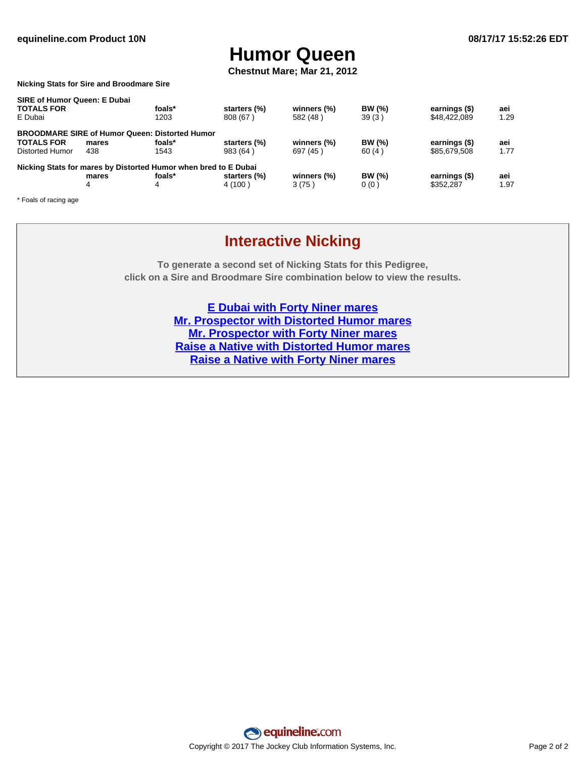# Humor Queen

**Chestnut Mare; Mar 21, 2012**

**Nicking Stats for Sire and Broodmare Sire**

**SIRE of Humor Queen: E Dubai**

| **TOTALS FOR** | | **foals*** | **starters (%)** | **winners (%)** | **BW (%)** | **earnings ($)** | **aei** |
|---|---|---|---|---|---|---|---|
| E Dubai | | 1203 | 808 (67 ) | 582 (48 ) | 39 (3 ) | $48,422,089 | 1.29 |

**BROODMARE SIRE of Humor Queen: Distorted Humor**

| **TOTALS FOR** | **mares** | **foals*** | **starters (%)** | **winners (%)** | **BW (%)** | **earnings ($)** | **aei** |
|---|---|---|---|---|---|---|---|
| Distorted Humor | 438 | 1543 | 983 (64 ) | 697 (45 ) | 60 (4 ) | $85,679,508 | 1.77 |

**Nicking Stats for mares by Distorted Humor when bred to E Dubai**

| | **mares** | **foals*** | **starters (%)** | **winners (%)** | **BW (%)** | **earnings ($)** | **aei** |
|---|---|---|---|---|---|---|---|
| | 4 | 4 | 4 (100 ) | 3 (75 ) | 0 (0 ) | $352,287 | 1.97 |

\* Foals of racing age

## Interactive Nicking

**To generate a second set of Nicking Stats for this Pedigree, click on a Sire and Broodmare Sire combination below to view the results.**

**E Dubai with Forty Niner mares**
**Mr. Prospector with Distorted Humor mares**
**Mr. Prospector with Forty Niner mares**
**Raise a Native with Distorted Humor mares**
**Raise a Native with Forty Niner mares**

Copyright © 2017 The Jockey Club Information Systems, Inc.